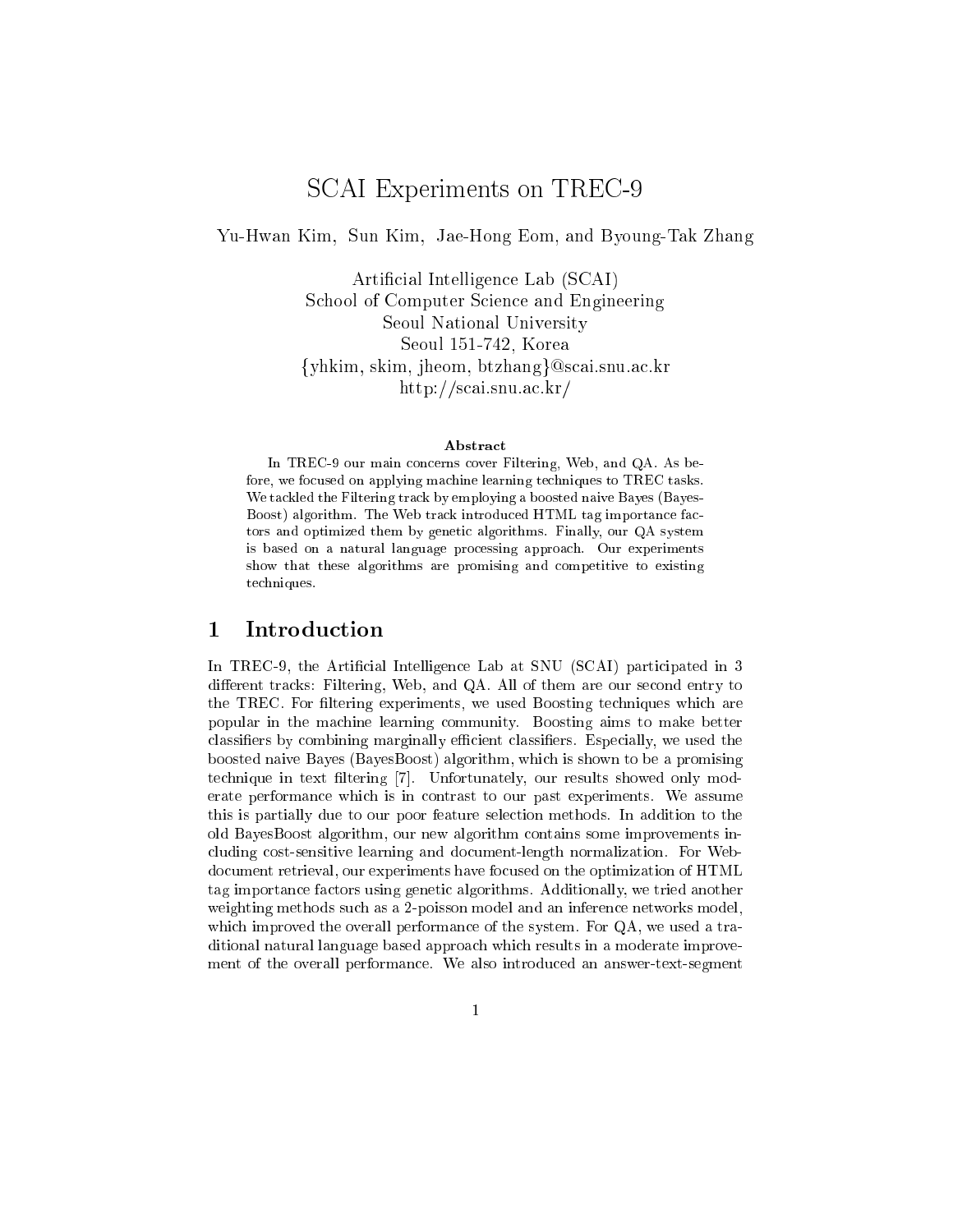# SCAI Experiments on TREC-9

Yu-Hwan Kim, Sun Kim, Jae-Hong Eom, and Byoung-Tak Zhang

Artificial Intelligence Lab (SCAI)
School of Computer Science and Engineering
Seoul National University
Seoul 151-742, Korea
{yhkim, skim, jheom, btzhang}@scai.snu.ac.kr
http://scai.snu.ac.kr/

### Abstract

In TREC-9 our main concerns cover Filtering, Web, and QA. As before, we focused on applying machine learning techniques to TREC tasks. We tackled the Filtering track by employing a boosted naive Bayes (BayesBoost) algorithm. The Web track introduced HTML tag importance factors and optimized them by genetic algorithms. Finally, our QA system is based on a natural language processing approach. Our experiments show that these algorithms are promising and competitive to existing techniques.

## 1 Introduction

In TREC-9, the Artificial Intelligence Lab at SNU (SCAI) participated in 3 different tracks: Filtering, Web, and QA. All of them are our second entry to the TREC. For filtering experiments, we used Boosting techniques which are popular in the machine learning community. Boosting aims to make better classifiers by combining marginally efficient classifiers. Especially, we used the boosted naive Bayes (BayesBoost) algorithm, which is shown to be a promising technique in text filtering [7]. Unfortunately, our results showed only moderate performance which is in contrast to our past experiments. We assume this is partially due to our poor feature selection methods. In addition to the old BayesBoost algorithm, our new algorithm contains some improvements including cost-sensitive learning and document-length normalization. For Web-document retrieval, our experiments have focused on the optimization of HTML tag importance factors using genetic algorithms. Additionally, we tried another weighting methods such as a 2-poisson model and an inference networks model, which improved the overall performance of the system. For QA, we used a traditional natural language based approach which results in a moderate improvement of the overall performance. We also introduced an answer-text-segment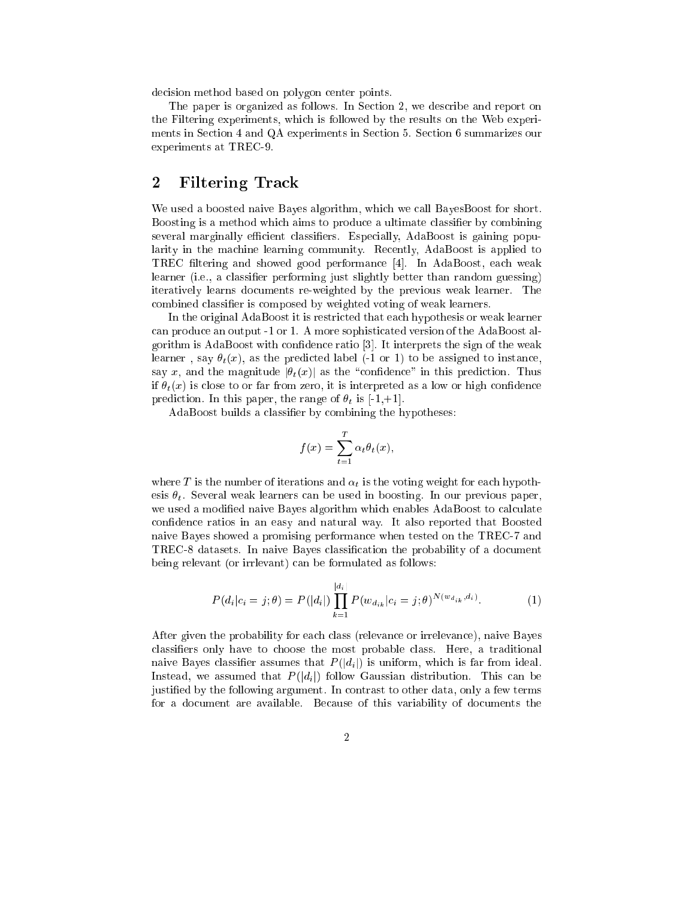decision method based on polygon center points.

The paper is organized as follows. In Section 2, we describe and report on the Filtering experiments, which is followed by the results on the Web experiments in Section 4 and QA experiments in Section 5. Section 6 summarizes our experiments at TREC-9.

## 2 Filtering Track

We used a boosted naive Bayes algorithm, which we call BayesBoost for short. Boosting is a method which aims to produce a ultimate classifier by combining several marginally efficient classifiers. Especially, AdaBoost is gaining popularity in the machine learning community. Recently, AdaBoost is applied to TREC filtering and showed good performance [4]. In AdaBoost, each weak learner (i.e., a classifier performing just slightly better than random guessing) iteratively learns documents re-weighted by the previous weak learner. The combined classifier is composed by weighted voting of weak learners.

In the original AdaBoost it is restricted that each hypothesis or weak learner can produce an output -1 or 1. A more sophisticated version of the AdaBoost algorithm is AdaBoost with confidence ratio [3]. It interprets the sign of the weak learner , say $\theta_t(x)$, as the predicted label (-1 or 1) to be assigned to instance, say $x$, and the magnitude $|\theta_t(x)|$ as the "confidence" in this prediction. Thus if $\theta_t(x)$ is close to or far from zero, it is interpreted as a low or high confidence prediction. In this paper, the range of $\theta_t$ is [-1,+1].

AdaBoost builds a classifier by combining the hypotheses:

$$f(x) = \sum_{t=1}^{T} \alpha_t \theta_t(x),$$

where $T$ is the number of iterations and $\alpha_t$ is the voting weight for each hypothesis $\theta_t$. Several weak learners can be used in boosting. In our previous paper, we used a modified naive Bayes algorithm which enables AdaBoost to calculate confidence ratios in an easy and natural way. It also reported that Boosted naive Bayes showed a promising performance when tested on the TREC-7 and TREC-8 datasets. In naive Bayes classification the probability of a document being relevant (or irrelevant) can be formulated as follows:

$$P(d_i | c_i = j; \theta) = P(|d_i|) \prod_{k=1}^{|d_i|} P(w_{d_{ik}} | c_i = j; \theta)^{N(w_{d_{ik}}, d_i)}. \tag{1}$$

After given the probability for each class (relevance or irrelevance), naive Bayes classifiers only have to choose the most probable class. Here, a traditional naive Bayes classifier assumes that $P(|d_i|)$ is uniform, which is far from ideal. Instead, we assumed that $P(|d_i|)$ follow Gaussian distribution. This can be justified by the following argument. In contrast to other data, only a few terms for a document are available. Because of this variability of documents the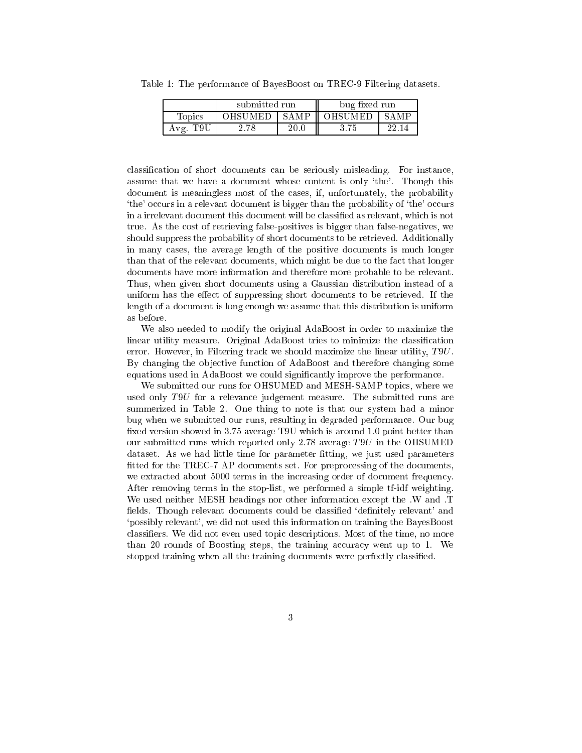Table 1: The performance of BayesBoost on TREC-9 Filtering datasets.

| | submitted run | | bug fixed run | |
|---|---|---|---|---|
| Topics | OHSUMED | SAMP | OHSUMED | SAMP |
| Avg. T9U | 2.78 | 20.0 | 3.75 | 22.14 |

classification of short documents can be seriously misleading. For instance, assume that we have a document whose content is only 'the'. Though this document is meaningless most of the cases, if, unfortunately, the probability 'the' occurs in a relevant document is bigger than the probability of 'the' occurs in a irrelevant document this document will be classified as relevant, which is not true. As the cost of retrieving false-positives is bigger than false-negatives, we should suppress the probability of short documents to be retrieved. Additionally in many cases, the average length of the positive documents is much longer than that of the relevant documents, which might be due to the fact that longer documents have more information and therefore more probable to be relevant. Thus, when given short documents using a Gaussian distribution instead of a uniform has the effect of suppressing short documents to be retrieved. If the length of a document is long enough we assume that this distribution is uniform as before.

We also needed to modify the original AdaBoost in order to maximize the linear utility measure. Original AdaBoost tries to minimize the classification error. However, in Filtering track we should maximize the linear utility, *T9U*. By changing the objective function of AdaBoost and therefore changing some equations used in AdaBoost we could significantly improve the performance.

We submitted our runs for OHSUMED and MESH-SAMP topics, where we used only *T9U* for a relevance judgement measure. The submitted runs are summerized in Table 2. One thing to note is that our system had a minor bug when we submitted our runs, resulting in degraded performance. Our bug fixed version showed in 3.75 average T9U which is around 1.0 point better than our submitted runs which reported only 2.78 average *T9U* in the OHSUMED dataset. As we had little time for parameter fitting, we just used parameters fitted for the TREC-7 AP documents set. For preprocessing of the documents, we extracted about 5000 terms in the increasing order of document frequency. After removing terms in the stop-list, we performed a simple tf-idf weighting. We used neither MESH headings nor other information except the .W and .T fields. Though relevant documents could be classified 'definitely relevant' and 'possibly relevant', we did not used this information on training the BayesBoost classifiers. We did not even used topic descriptions. Most of the time, no more than 20 rounds of Boosting steps, the training accuracy went up to 1. We stopped training when all the training documents were perfectly classified.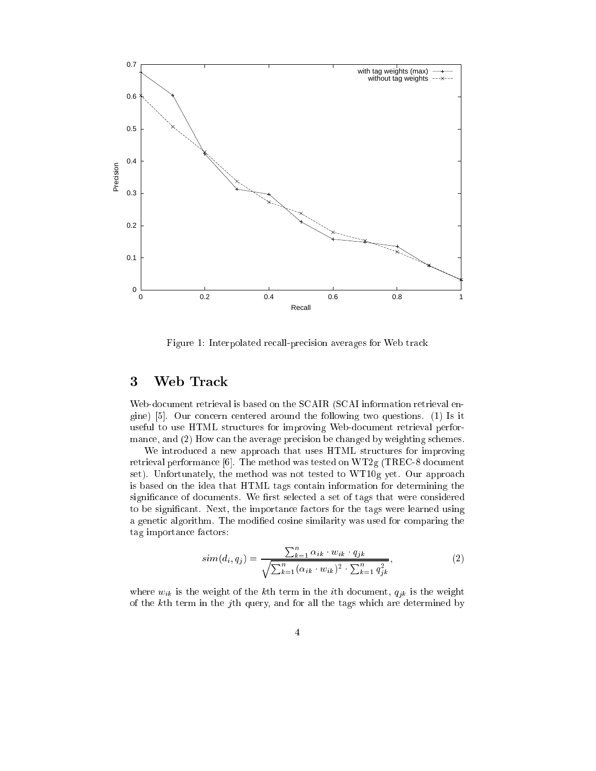Figure 1: Interpolated recall-precision averages for Web track

## 3 Web Track

Web-document retrieval is based on the SCAIR (SCAI information retrieval engine) [5]. Our concern centered around the following two questions. (1) Is it useful to use HTML structures for improving Web-document retrieval performance, and (2) How can the average precision be changed by weighting schemes.

We introduced a new approach that uses HTML structures for improving retrieval performance [6]. The method was tested on WT2g (TREC-8 document set). Unfortunately, the method was not tested to WT10g yet. Our approach is based on the idea that HTML tags contain information for determining the significance of documents. We first selected a set of tags that were considered to be significant. Next, the importance factors for the tags were learned using a genetic algorithm. The modified cosine similarity was used for comparing the tag importance factors:

$$sim(d_i, q_j) = \frac{\sum_{k=1}^{n} \alpha_{ik} \cdot w_{ik} \cdot q_{jk}}{\sqrt{\sum_{k=1}^{n} (\alpha_{ik} \cdot w_{ik})^2 \cdot \sum_{k=1}^{n} q_{jk}^2}}, \tag{2}$$

where $w_{ik}$ is the weight of the $k$th term in the $i$th document, $q_{jk}$ is the weight of the $k$th term in the $j$th query, and for all the tags which are determined by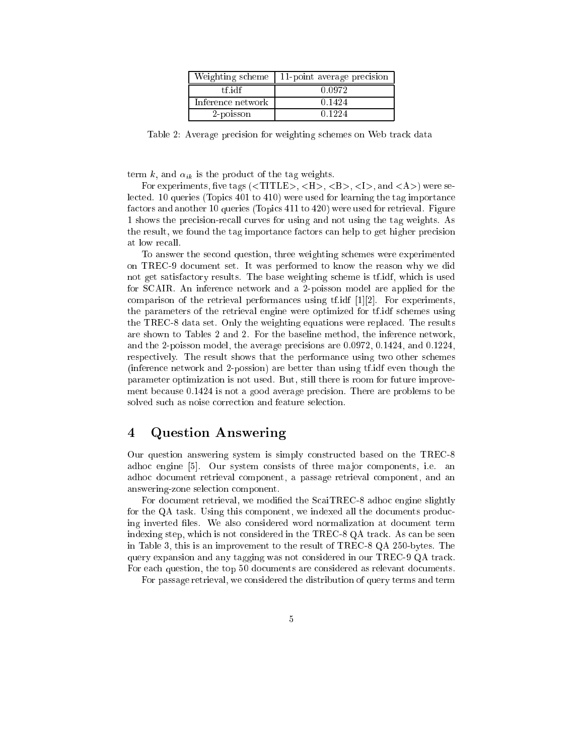| Weighting scheme | 11-point average precision |
| --- | --- |
| tf.idf | 0.0972 |
| Inference network | 0.1424 |
| 2-poisson | 0.1224 |

Table 2: Average precision for weighting schemes on Web track data

term $k$, and $\alpha_{ik}$ is the product of the tag weights.

For experiments, five tags (<TITLE>, <H>, <B>, <I>, and <A>) were selected. 10 queries (Topics 401 to 410) were used for learning the tag importance factors and another 10 queries (Topics 411 to 420) were used for retrieval. Figure 1 shows the precision-recall curves for using and not using the tag weights. As the result, we found the tag importance factors can help to get higher precision at low recall.

To answer the second question, three weighting schemes were experimented on TREC-9 document set. It was performed to know the reason why we did not get satisfactory results. The base weighting scheme is tf.idf, which is used for SCAIR. An inference network and a 2-poisson model are applied for the comparison of the retrieval performances using tf.idf [1][2]. For experiments, the parameters of the retrieval engine were optimized for tf.idf schemes using the TREC-8 data set. Only the weighting equations were replaced. The results are shown to Tables 2 and 2. For the baseline method, the inference network, and the 2-poisson model, the average precisions are 0.0972, 0.1424, and 0.1224, respectively. The result shows that the performance using two other schemes (inference network and 2-possion) are better than using tf.idf even though the parameter optimization is not used. But, still there is room for future improvement because 0.1424 is not a good average precision. There are problems to be solved such as noise correction and feature selection.

# 4 Question Answering

Our question answering system is simply constructed based on the TREC-8 adhoc engine [5]. Our system consists of three major components, i.e. an adhoc document retrieval component, a passage retrieval component, and an answering-zone selection component.

For document retrieval, we modified the ScaiTREC-8 adhoc engine slightly for the QA task. Using this component, we indexed all the documents producing inverted files. We also considered word normalization at document term indexing step, which is not considered in the TREC-8 QA track. As can be seen in Table 3, this is an improvement to the result of TREC-8 QA 250-bytes. The query expansion and any tagging was not considered in our TREC-9 QA track. For each question, the top 50 documents are considered as relevant documents.

For passage retrieval, we considered the distribution of query terms and term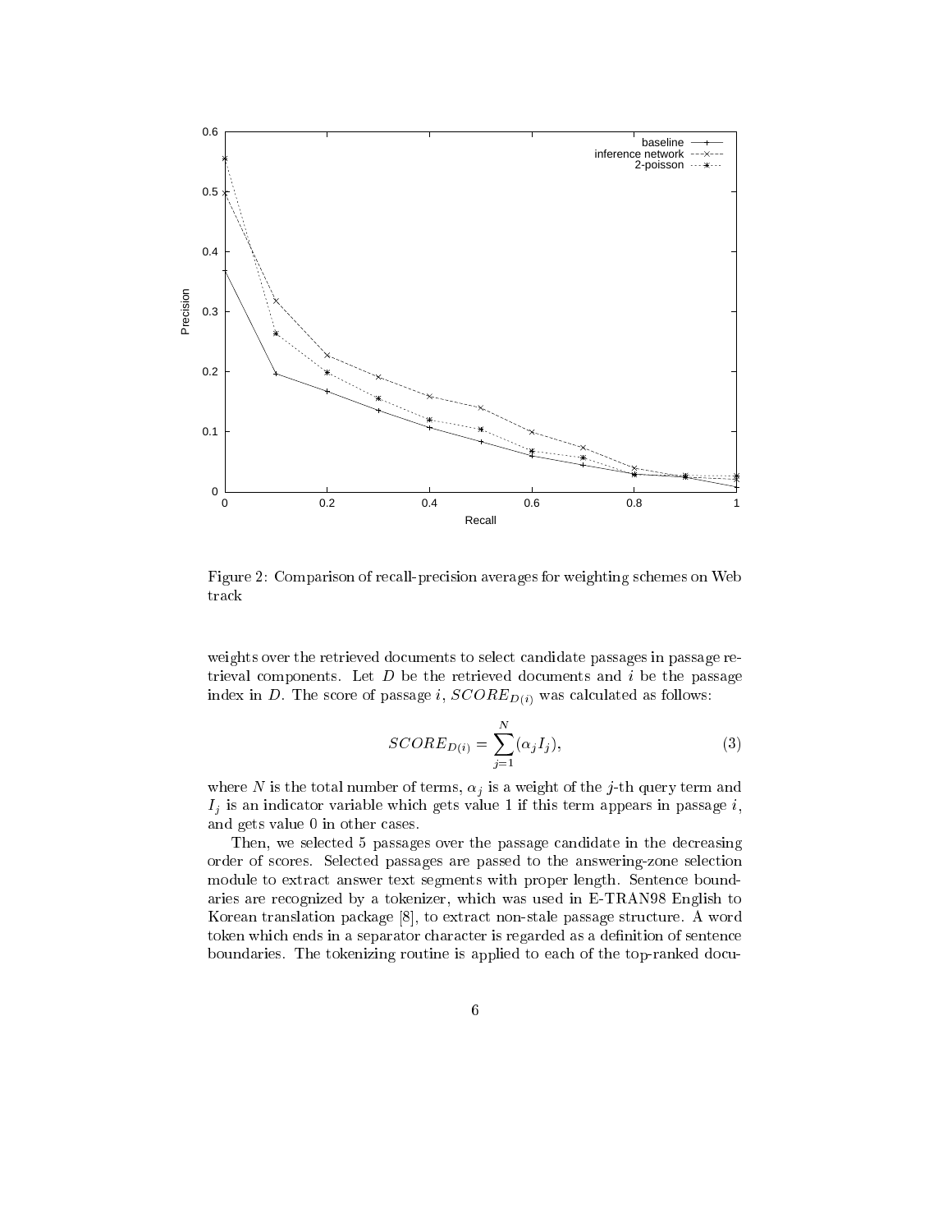Figure 2: Comparison of recall-precision averages for weighting schemes on Web track

weights over the retrieved documents to select candidate passages in passage retrieval components. Let $D$ be the retrieved documents and $i$ be the passage index in $D$. The score of passage $i$, $SCORE_{D(i)}$ was calculated as follows:

$$SCORE_{D(i)} = \sum_{j=1}^{N} (\alpha_j I_j), \tag{3}$$

where $N$ is the total number of terms, $\alpha_j$ is a weight of the $j$-th query term and $I_j$ is an indicator variable which gets value 1 if this term appears in passage $i$, and gets value 0 in other cases.

Then, we selected 5 passages over the passage candidate in the decreasing order of scores. Selected passages are passed to the answering-zone selection module to extract answer text segments with proper length. Sentence boundaries are recognized by a tokenizer, which was used in E-TRAN98 English to Korean translation package [8], to extract non-stale passage structure. A word token which ends in a separator character is regarded as a definition of sentence boundaries. The tokenizing routine is applied to each of the top-ranked docu-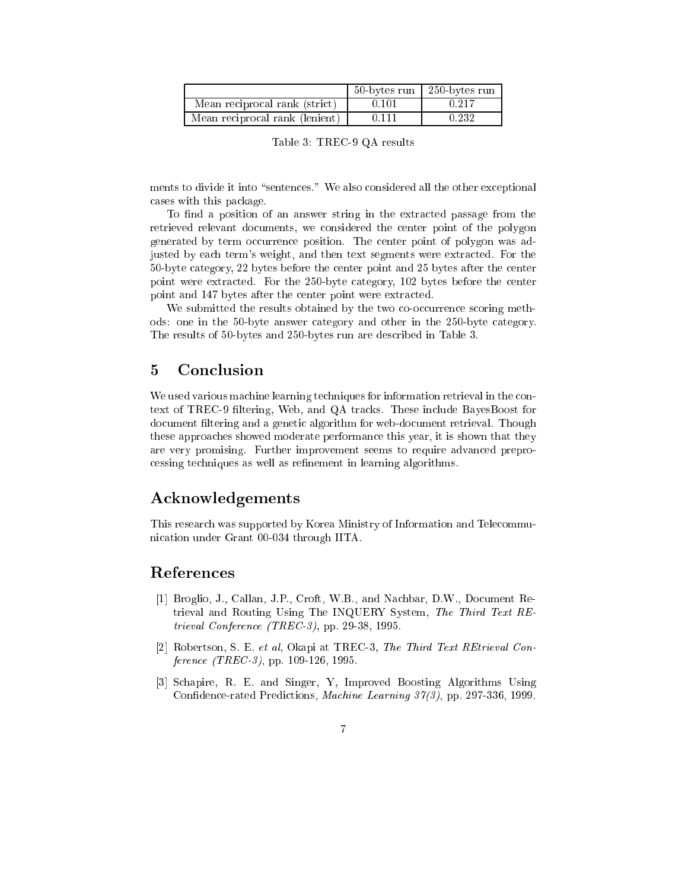| | 50-bytes run | 250-bytes run |
|---|---|---|
| Mean reciprocal rank (strict) | 0.101 | 0.217 |
| Mean reciprocal rank (lenient) | 0.111 | 0.232 |

Table 3: TREC-9 QA results

ments to divide it into "sentences." We also considered all the other exceptional cases with this package.

To find a position of an answer string in the extracted passage from the retrieved relevant documents, we considered the center point of the polygon generated by term occurrence position. The center point of polygon was adjusted by each term's weight, and then text segments were extracted. For the 50-byte category, 22 bytes before the center point and 25 bytes after the center point were extracted. For the 250-byte category, 102 bytes before the center point and 147 bytes after the center point were extracted.

We submitted the results obtained by the two co-occurrence scoring methods: one in the 50-byte answer category and other in the 250-byte category. The results of 50-bytes and 250-bytes run are described in Table 3.

## 5 Conclusion

We used various machine learning techniques for information retrieval in the context of TREC-9 filtering, Web, and QA tracks. These include BayesBoost for document filtering and a genetic algorithm for web-document retrieval. Though these approaches showed moderate performance this year, it is shown that they are very promising. Further improvement seems to require advanced preprocessing techniques as well as refinement in learning algorithms.

## Acknowledgements

This research was supported by Korea Ministry of Information and Telecommunication under Grant 00-034 through IITA.

## References

[1] Broglio, J., Callan, J.P., Croft, W.B., and Nachbar, D.W., Document Retrieval and Routing Using The INQUERY System, *The Third Text REtrieval Conference (TREC-3)*, pp. 29-38, 1995.

[2] Robertson, S. E. *et al*, Okapi at TREC-3, *The Third Text REtrieval Conference (TREC-3)*, pp. 109-126, 1995.

[3] Schapire, R. E. and Singer, Y, Improved Boosting Algorithms Using Confidence-rated Predictions, *Machine Learning 37(3)*, pp. 297-336, 1999.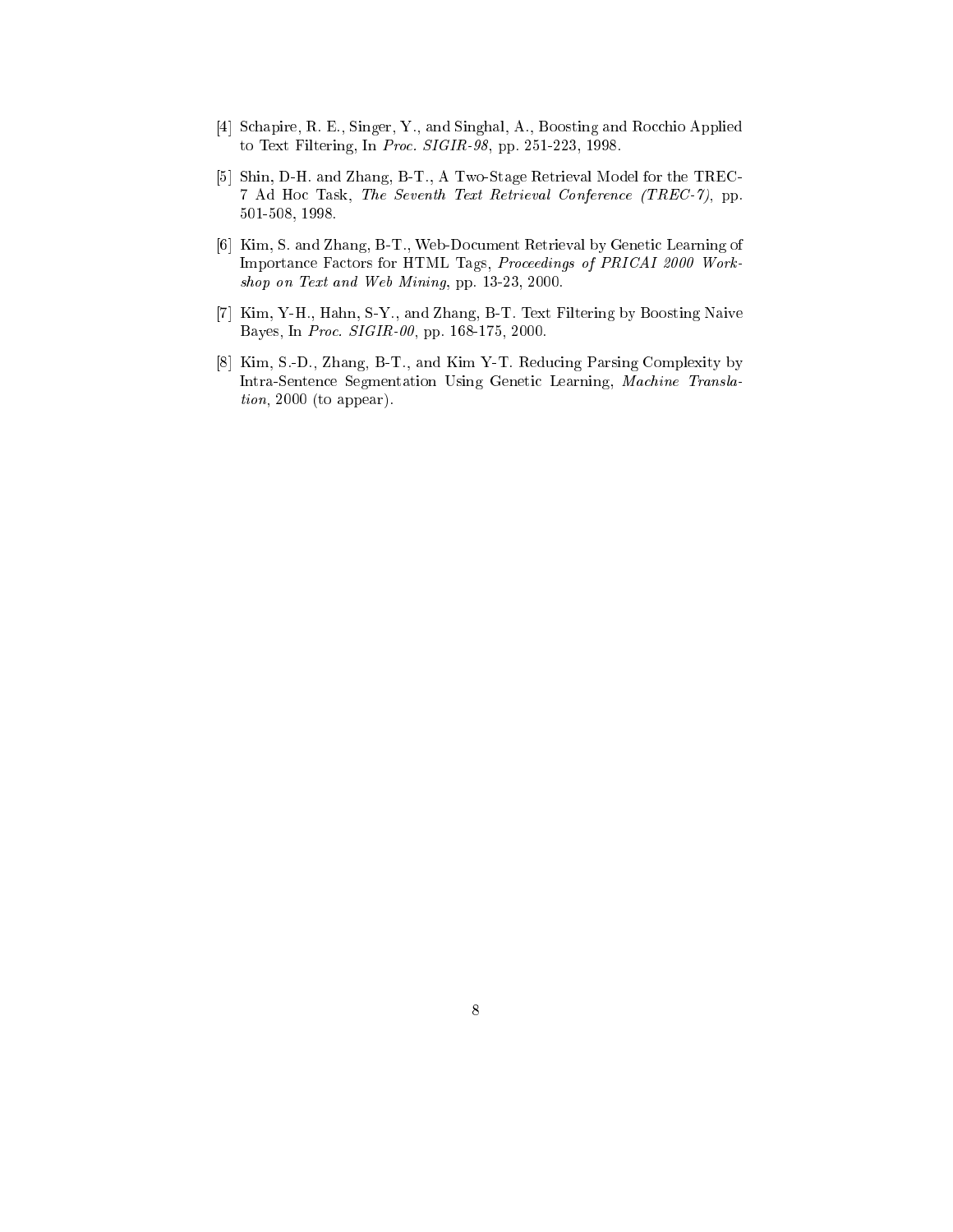[4] Schapire, R. E., Singer, Y., and Singhal, A., Boosting and Rocchio Applied to Text Filtering, In *Proc. SIGIR-98*, pp. 251-223, 1998.

[5] Shin, D-H. and Zhang, B-T., A Two-Stage Retrieval Model for the TREC-7 Ad Hoc Task, *The Seventh Text Retrieval Conference (TREC-7)*, pp. 501-508, 1998.

[6] Kim, S. and Zhang, B-T., Web-Document Retrieval by Genetic Learning of Importance Factors for HTML Tags, *Proceedings of PRICAI 2000 Workshop on Text and Web Mining*, pp. 13-23, 2000.

[7] Kim, Y-H., Hahn, S-Y., and Zhang, B-T. Text Filtering by Boosting Naive Bayes, In *Proc. SIGIR-00*, pp. 168-175, 2000.

[8] Kim, S.-D., Zhang, B-T., and Kim Y-T. Reducing Parsing Complexity by Intra-Sentence Segmentation Using Genetic Learning, *Machine Translation*, 2000 (to appear).